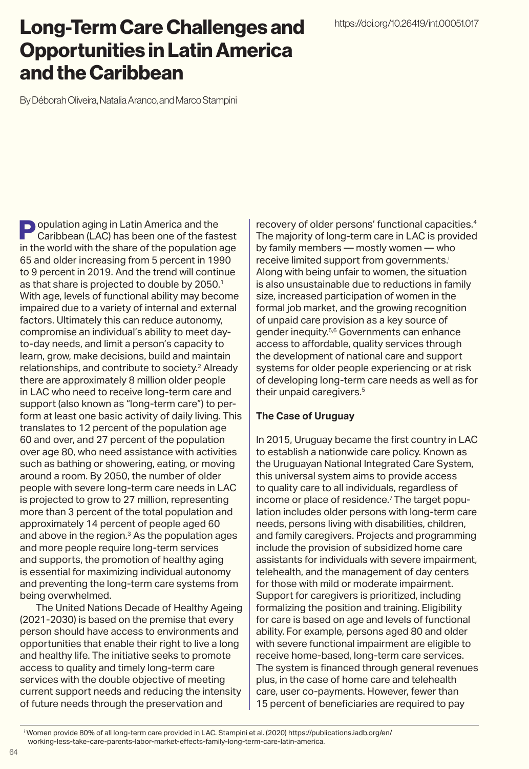# Long-Term Care Challenges and Opportunities in Latin America and the Caribbean

https://doi.org/10.26419/int.00051.017

By Déborah Oliveira, Natalia Aranco, and Marco Stampini

Population aging in Latin America and the Caribbean (LAC) has been one of the fastest in the world with the share of the population age 65 and older increasing from 5 percent in 1990 to 9 percent in 2019. And the trend will continue as that share is projected to double by 2050.[1] With age, levels of functional ability may become impaired due to a variety of internal and external factors. Ultimately this can reduce autonomy, compromise an individual's ability to meet day-to-day needs, and limit a person's capacity to learn, grow, make decisions, build and maintain relationships, and contribute to society.[2] Already there are approximately 8 million older people in LAC who need to receive long-term care and support (also known as "long-term care") to perform at least one basic activity of daily living. This translates to 12 percent of the population age 60 and over, and 27 percent of the population over age 80, who need assistance with activities such as bathing or showering, eating, or moving around a room. By 2050, the number of older people with severe long-term care needs in LAC is projected to grow to 27 million, representing more than 3 percent of the total population and approximately 14 percent of people aged 60 and above in the region.[3] As the population ages and more people require long-term services and supports, the promotion of healthy aging is essential for maximizing individual autonomy and preventing the long-term care systems from being overwhelmed.

The United Nations Decade of Healthy Ageing (2021-2030) is based on the premise that every person should have access to environments and opportunities that enable their right to live a long and healthy life. The initiative seeks to promote access to quality and timely long-term care services with the double objective of meeting current support needs and reducing the intensity of future needs through the preservation and recovery of older persons' functional capacities.[4] The majority of long-term care in LAC is provided by family members — mostly women — who receive limited support from governments.[i] Along with being unfair to women, the situation is also unsustainable due to reductions in family size, increased participation of women in the formal job market, and the growing recognition of unpaid care provision as a key source of gender inequity.[5,6] Governments can enhance access to affordable, quality services through the development of national care and support systems for older people experiencing or at risk of developing long-term care needs as well as for their unpaid caregivers.[5]

**The Case of Uruguay**

In 2015, Uruguay became the first country in LAC to establish a nationwide care policy. Known as the Uruguayan National Integrated Care System, this universal system aims to provide access to quality care to all individuals, regardless of income or place of residence.[7] The target population includes older persons with long-term care needs, persons living with disabilities, children, and family caregivers. Projects and programming include the provision of subsidized home care assistants for individuals with severe impairment, telehealth, and the management of day centers for those with mild or moderate impairment. Support for caregivers is prioritized, including formalizing the position and training. Eligibility for care is based on age and levels of functional ability. For example, persons aged 80 and older with severe functional impairment are eligible to receive home-based, long-term care services. The system is financed through general revenues plus, in the case of home care and telehealth care, user co-payments. However, fewer than 15 percent of beneficiaries are required to pay

[i] Women provide 80% of all long-term care provided in LAC. Stampini et al. (2020) https://publications.iadb.org/en/working-less-take-care-parents-labor-market-effects-family-long-term-care-latin-america.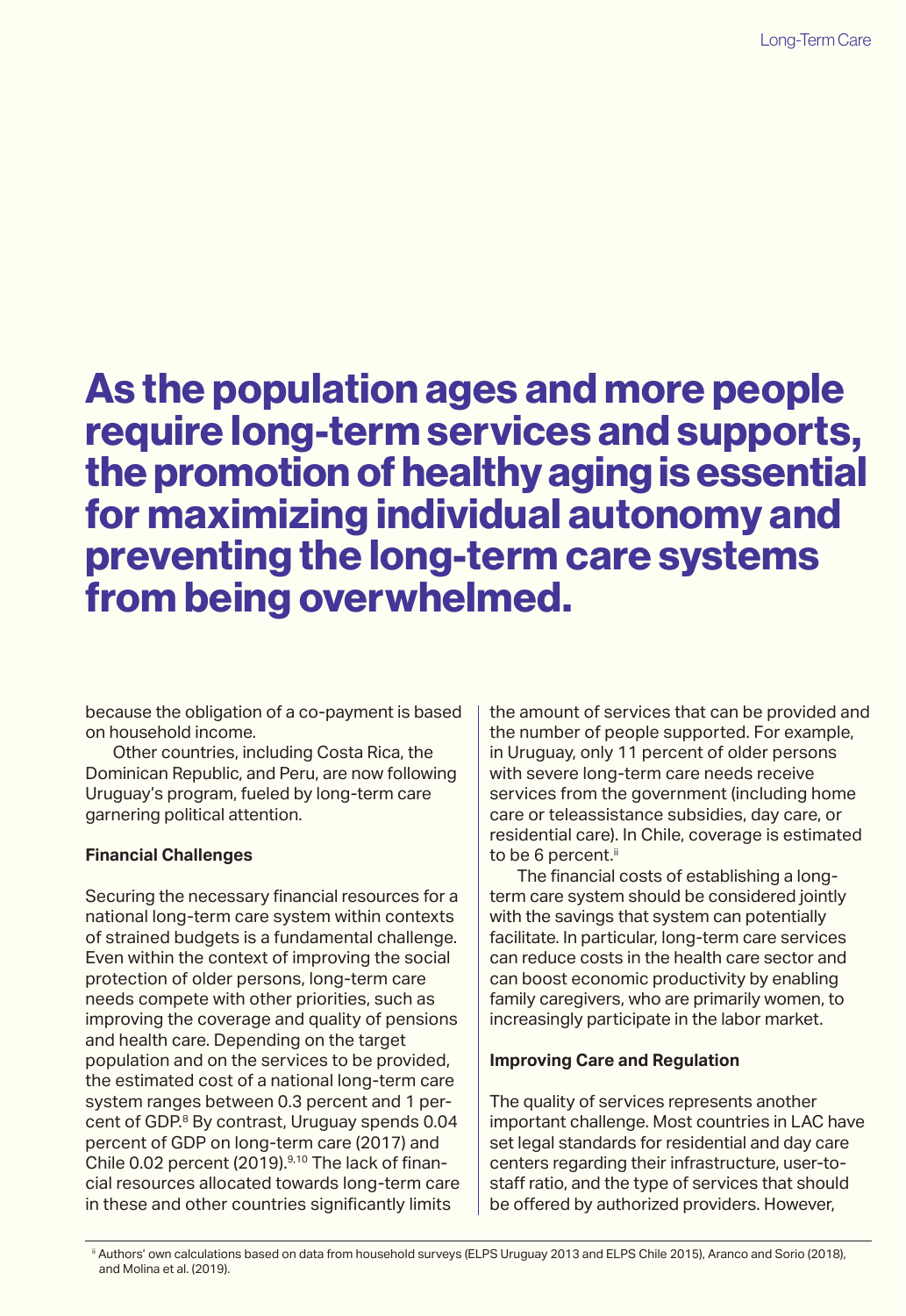**As the population ages and more people require long-term services and supports, the promotion of healthy aging is essential for maximizing individual autonomy and preventing the long-term care systems from being overwhelmed.**

because the obligation of a co-payment is based on household income.

Other countries, including Costa Rica, the Dominican Republic, and Peru, are now following Uruguay's program, fueled by long-term care garnering political attention.

### Financial Challenges

Securing the necessary financial resources for a national long-term care system within contexts of strained budgets is a fundamental challenge. Even within the context of improving the social protection of older persons, long-term care needs compete with other priorities, such as improving the coverage and quality of pensions and health care. Depending on the target population and on the services to be provided, the estimated cost of a national long-term care system ranges between 0.3 percent and 1 percent of GDP.[8] By contrast, Uruguay spends 0.04 percent of GDP on long-term care (2017) and Chile 0.02 percent (2019).[9,10] The lack of financial resources allocated towards long-term care in these and other countries significantly limits the amount of services that can be provided and the number of people supported. For example, in Uruguay, only 11 percent of older persons with severe long-term care needs receive services from the government (including home care or teleassistance subsidies, day care, or residential care). In Chile, coverage is estimated to be 6 percent.[ii]

The financial costs of establishing a long-term care system should be considered jointly with the savings that system can potentially facilitate. In particular, long-term care services can reduce costs in the health care sector and can boost economic productivity by enabling family caregivers, who are primarily women, to increasingly participate in the labor market.

### Improving Care and Regulation

The quality of services represents another important challenge. Most countries in LAC have set legal standards for residential and day care centers regarding their infrastructure, user-to-staff ratio, and the type of services that should be offered by authorized providers. However,

[ii] Authors' own calculations based on data from household surveys (ELPS Uruguay 2013 and ELPS Chile 2015), Aranco and Sorio (2018), and Molina et al. (2019).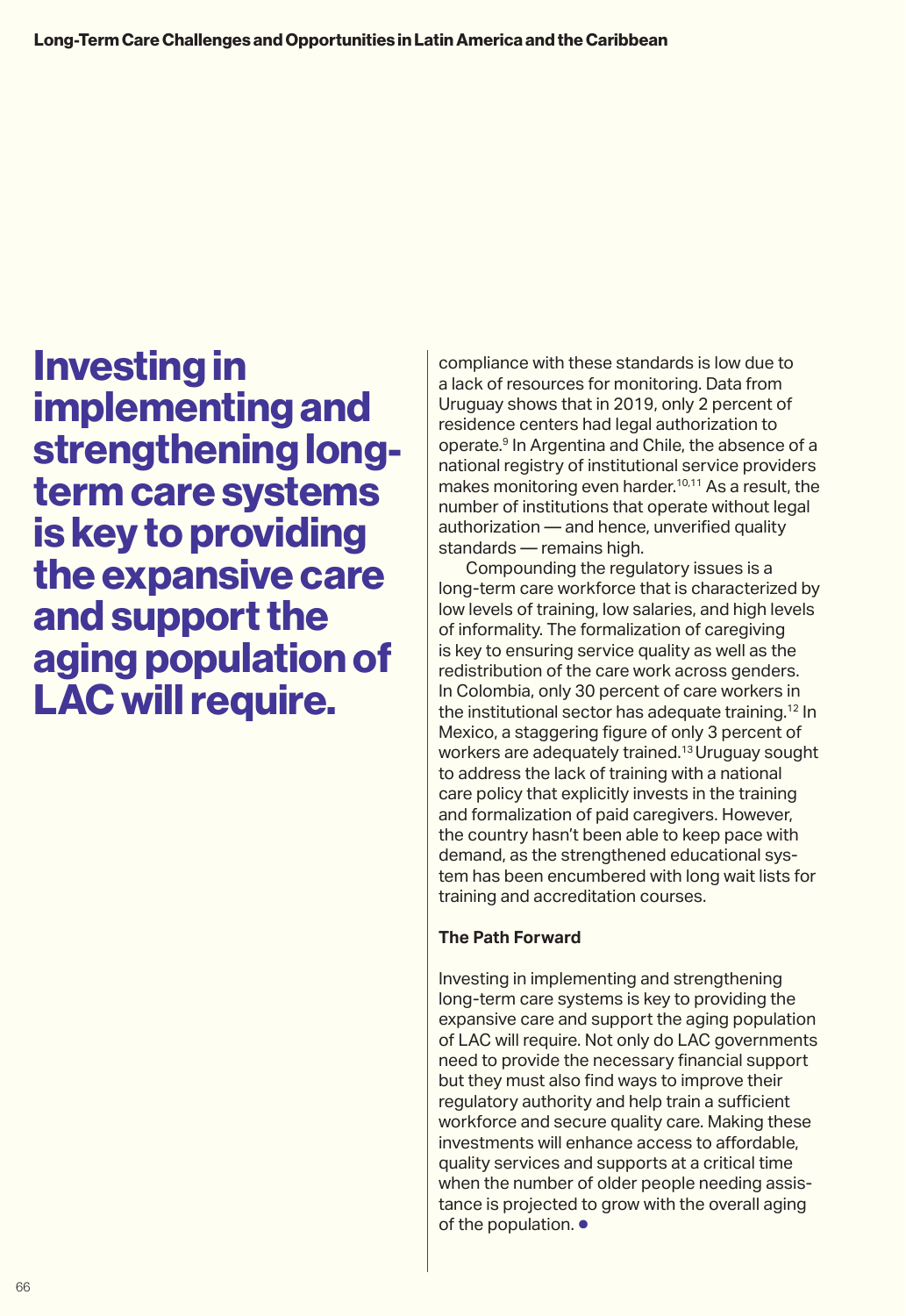**Investing in implementing and strengthening long-term care systems is key to providing the expansive care and support the aging population of LAC will require.**

compliance with these standards is low due to a lack of resources for monitoring. Data from Uruguay shows that in 2019, only 2 percent of residence centers had legal authorization to operate.[9] In Argentina and Chile, the absence of a national registry of institutional service providers makes monitoring even harder.[10,11] As a result, the number of institutions that operate without legal authorization — and hence, unverified quality standards — remains high.

Compounding the regulatory issues is a long-term care workforce that is characterized by low levels of training, low salaries, and high levels of informality. The formalization of caregiving is key to ensuring service quality as well as the redistribution of the care work across genders. In Colombia, only 30 percent of care workers in the institutional sector has adequate training.[12] In Mexico, a staggering figure of only 3 percent of workers are adequately trained.[13] Uruguay sought to address the lack of training with a national care policy that explicitly invests in the training and formalization of paid caregivers. However, the country hasn't been able to keep pace with demand, as the strengthened educational system has been encumbered with long wait lists for training and accreditation courses.

### The Path Forward

Investing in implementing and strengthening long-term care systems is key to providing the expansive care and support the aging population of LAC will require. Not only do LAC governments need to provide the necessary financial support but they must also find ways to improve their regulatory authority and help train a sufficient workforce and secure quality care. Making these investments will enhance access to affordable, quality services and supports at a critical time when the number of older people needing assistance is projected to grow with the overall aging of the population. ●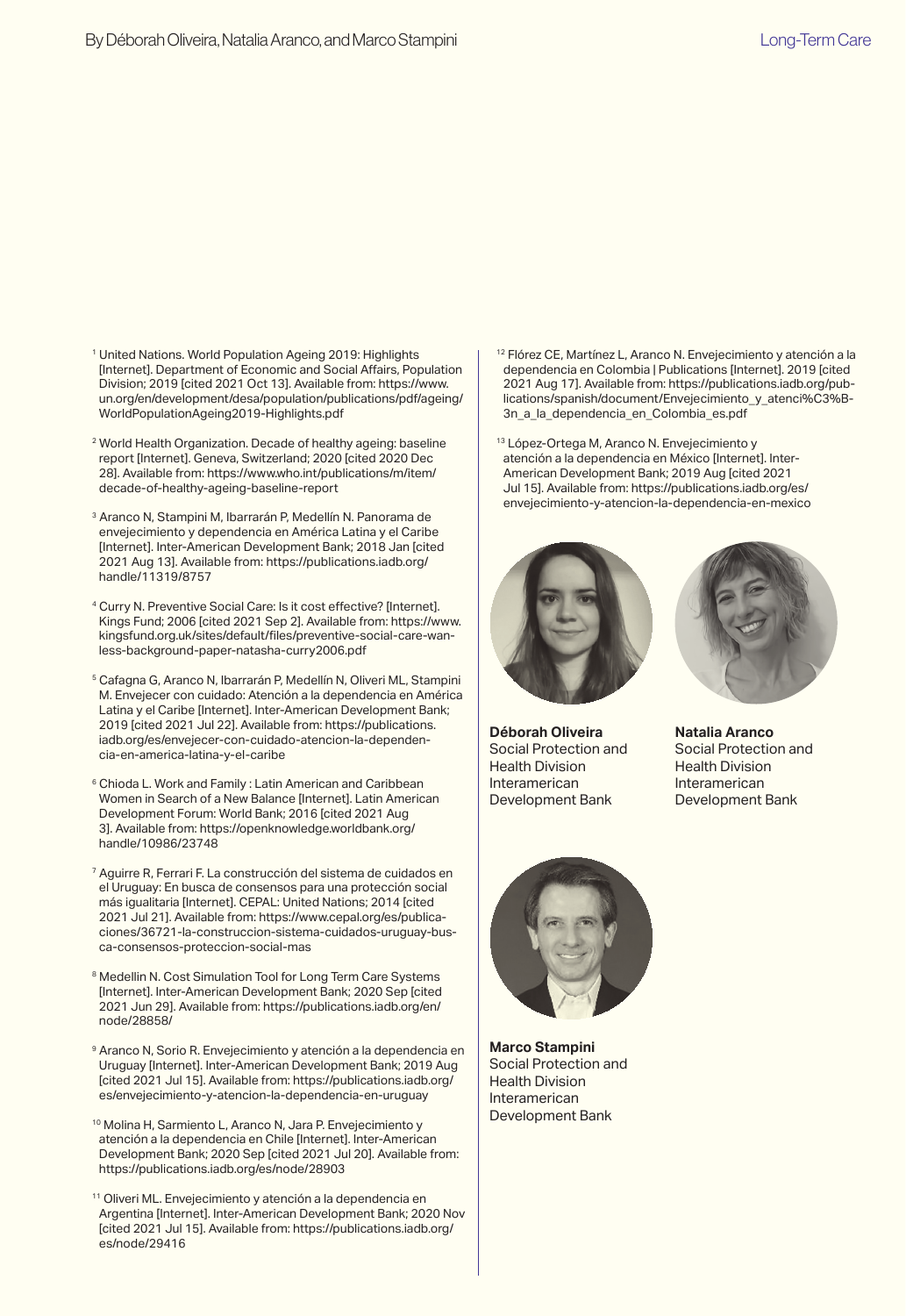[1] United Nations. World Population Ageing 2019: Highlights [Internet]. Department of Economic and Social Affairs, Population Division; 2019 [cited 2021 Oct 13]. Available from: https://www.un.org/en/development/desa/population/publications/pdf/ageing/WorldPopulationAgeing2019-Highlights.pdf

[2] World Health Organization. Decade of healthy ageing: baseline report [Internet]. Geneva, Switzerland; 2020 [cited 2020 Dec 28]. Available from: https://www.who.int/publications/m/item/decade-of-healthy-ageing-baseline-report

[3] Aranco N, Stampini M, Ibarrarán P, Medellín N. Panorama de envejecimiento y dependencia en América Latina y el Caribe [Internet]. Inter-American Development Bank; 2018 Jan [cited 2021 Aug 13]. Available from: https://publications.iadb.org/handle/11319/8757

[4] Curry N. Preventive Social Care: Is it cost effective? [Internet]. Kings Fund; 2006 [cited 2021 Sep 2]. Available from: https://www.kingsfund.org.uk/sites/default/files/preventive-social-care-wanless-background-paper-natasha-curry2006.pdf

[5] Cafagna G, Aranco N, Ibarrarán P, Medellín N, Oliveri ML, Stampini M. Envejecer con cuidado: Atención a la dependencia en América Latina y el Caribe [Internet]. Inter-American Development Bank; 2019 [cited 2021 Jul 22]. Available from: https://publications.iadb.org/es/envejecer-con-cuidado-atencion-la-dependencia-en-america-latina-y-el-caribe

[6] Chioda L. Work and Family : Latin American and Caribbean Women in Search of a New Balance [Internet]. Latin American Development Forum: World Bank; 2016 [cited 2021 Aug 3]. Available from: https://openknowledge.worldbank.org/handle/10986/23748

[7] Aguirre R, Ferrari F. La construcción del sistema de cuidados en el Uruguay: En busca de consensos para una protección social más igualitaria [Internet]. CEPAL: United Nations; 2014 [cited 2021 Jul 21]. Available from: https://www.cepal.org/es/publicaciones/36721-la-construccion-sistema-cuidados-uruguay-busca-consensos-proteccion-social-mas

[8] Medellin N. Cost Simulation Tool for Long Term Care Systems [Internet]. Inter-American Development Bank; 2020 Sep [cited 2021 Jun 29]. Available from: https://publications.iadb.org/en/node/28858/

[9] Aranco N, Sorio R. Envejecimiento y atención a la dependencia en Uruguay [Internet]. Inter-American Development Bank; 2019 Aug [cited 2021 Jul 15]. Available from: https://publications.iadb.org/es/envejecimiento-y-atencion-la-dependencia-en-uruguay

[10] Molina H, Sarmiento L, Aranco N, Jara P. Envejecimiento y atención a la dependencia en Chile [Internet]. Inter-American Development Bank; 2020 Sep [cited 2021 Jul 20]. Available from: https://publications.iadb.org/es/node/28903

[11] Oliveri ML. Envejecimiento y atención a la dependencia en Argentina [Internet]. Inter-American Development Bank; 2020 Nov [cited 2021 Jul 15]. Available from: https://publications.iadb.org/es/node/29416

[12] Flórez CE, Martínez L, Aranco N. Envejecimiento y atención a la dependencia en Colombia | Publications [Internet]. 2019 [cited 2021 Aug 17]. Available from: https://publications.iadb.org/publications/spanish/document/Envejecimiento_y_atenci%C3%B3n_a_la_dependencia_en_Colombia_es.pdf

[13] López-Ortega M, Aranco N. Envejecimiento y atención a la dependencia en México [Internet]. Inter-American Development Bank; 2019 Aug [cited 2021 Jul 15]. Available from: https://publications.iadb.org/es/envejecimiento-y-atencion-la-dependencia-en-mexico

**Déborah Oliveira**
Social Protection and Health Division
Interamerican Development Bank

**Natalia Aranco**
Social Protection and Health Division
Interamerican Development Bank

**Marco Stampini**
Social Protection and Health Division
Interamerican Development Bank